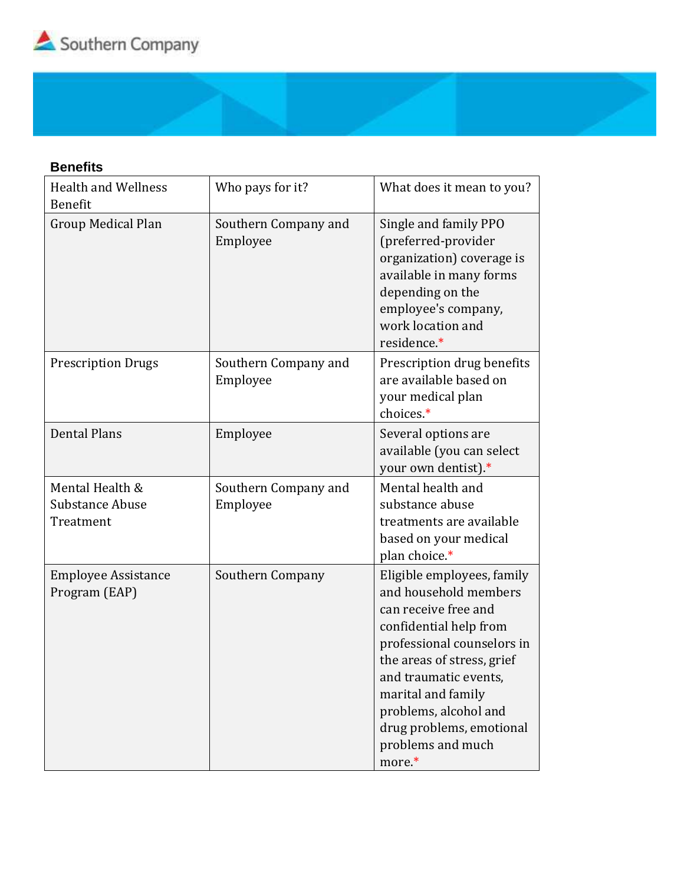Southern Company

**Benefits**

| Health and Wellness Benefit | Who pays for it? | What does it mean to you? |
|---|---|---|
| Group Medical Plan | Southern Company and Employee | Single and family PPO (preferred-provider organization) coverage is available in many forms depending on the employee's company, work location and residence.* |
| Prescription Drugs | Southern Company and Employee | Prescription drug benefits are available based on your medical plan choices.* |
| Dental Plans | Employee | Several options are available (you can select your own dentist).* |
| Mental Health & Substance Abuse Treatment | Southern Company and Employee | Mental health and substance abuse treatments are available based on your medical plan choice.* |
| Employee Assistance Program (EAP) | Southern Company | Eligible employees, family and household members can receive free and confidential help from professional counselors in the areas of stress, grief and traumatic events, marital and family problems, alcohol and drug problems, emotional problems and much more.* |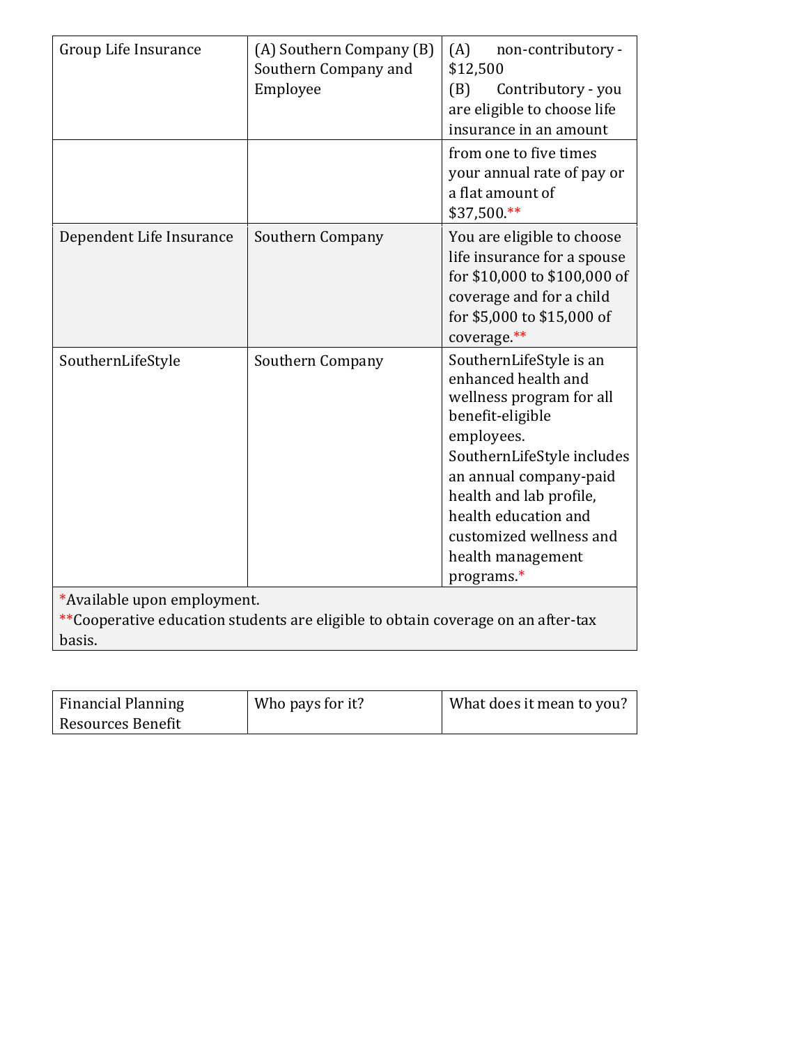| | | |
|---|---|---|
| Group Life Insurance | (A) Southern Company (B) Southern Company and Employee | (A) non-contributory - $12,500<br>(B) Contributory - you are eligible to choose life insurance in an amount from one to five times your annual rate of pay or a flat amount of $37,500.** |
| Dependent Life Insurance | Southern Company | You are eligible to choose life insurance for a spouse for $10,000 to $100,000 of coverage and for a child for $5,000 to $15,000 of coverage.** |
| SouthernLifeStyle | Southern Company | SouthernLifeStyle is an enhanced health and wellness program for all benefit-eligible employees. SouthernLifeStyle includes an annual company-paid health and lab profile, health education and customized wellness and health management programs.* |
| *Available upon employment.<br>**Cooperative education students are eligible to obtain coverage on an after-tax basis. | | |

| Financial Planning Resources Benefit | Who pays for it? | What does it mean to you? |
|---|---|---|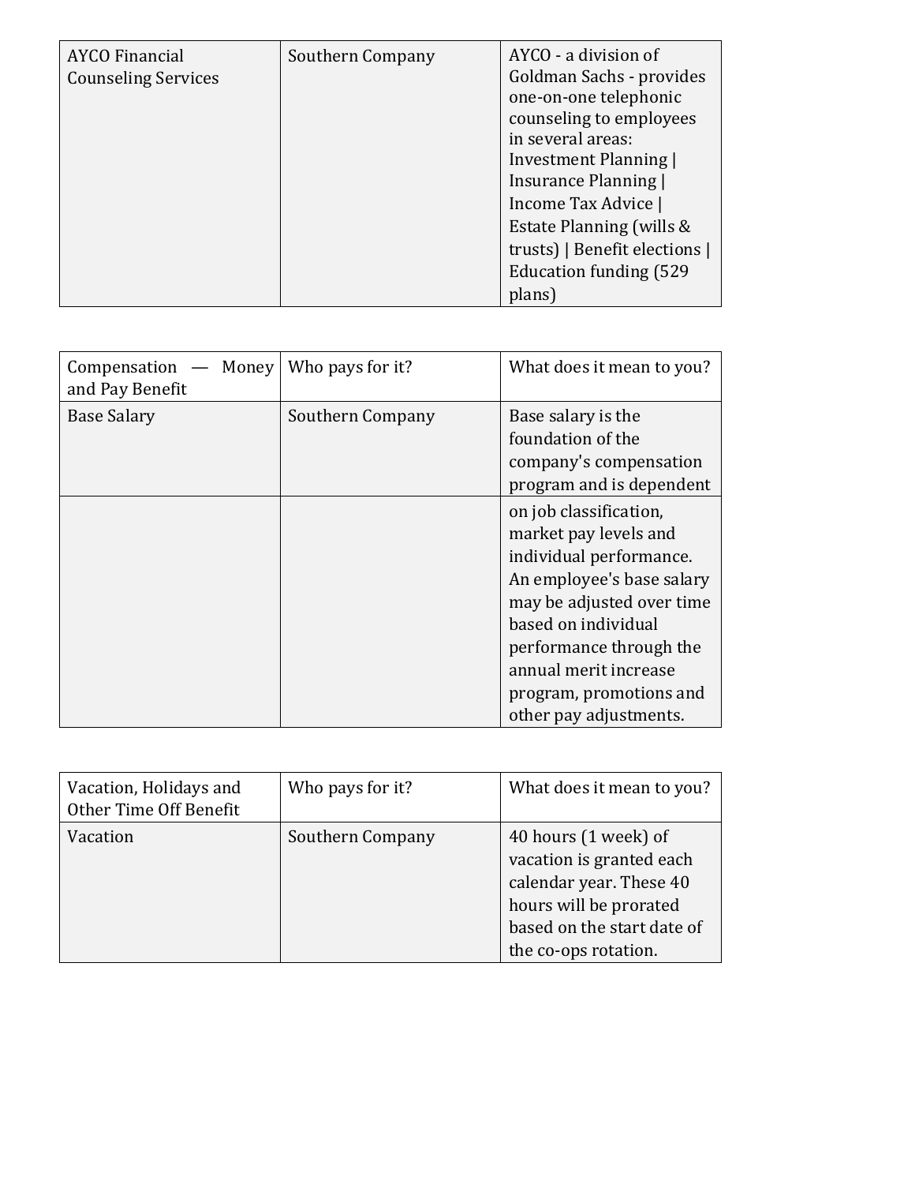| | | |
|---|---|---|
| AYCO Financial Counseling Services | Southern Company | AYCO - a division of Goldman Sachs - provides one-on-one telephonic counseling to employees in several areas: Investment Planning \| Insurance Planning \| Income Tax Advice \| Estate Planning (wills & trusts) \| Benefit elections \| Education funding (529 plans) |

| Compensation — Money and Pay Benefit | Who pays for it? | What does it mean to you? |
|---|---|---|
| Base Salary | Southern Company | Base salary is the foundation of the company's compensation program and is dependent on job classification, market pay levels and individual performance. An employee's base salary may be adjusted over time based on individual performance through the annual merit increase program, promotions and other pay adjustments. |

| Vacation, Holidays and Other Time Off Benefit | Who pays for it? | What does it mean to you? |
|---|---|---|
| Vacation | Southern Company | 40 hours (1 week) of vacation is granted each calendar year. These 40 hours will be prorated based on the start date of the co-ops rotation. |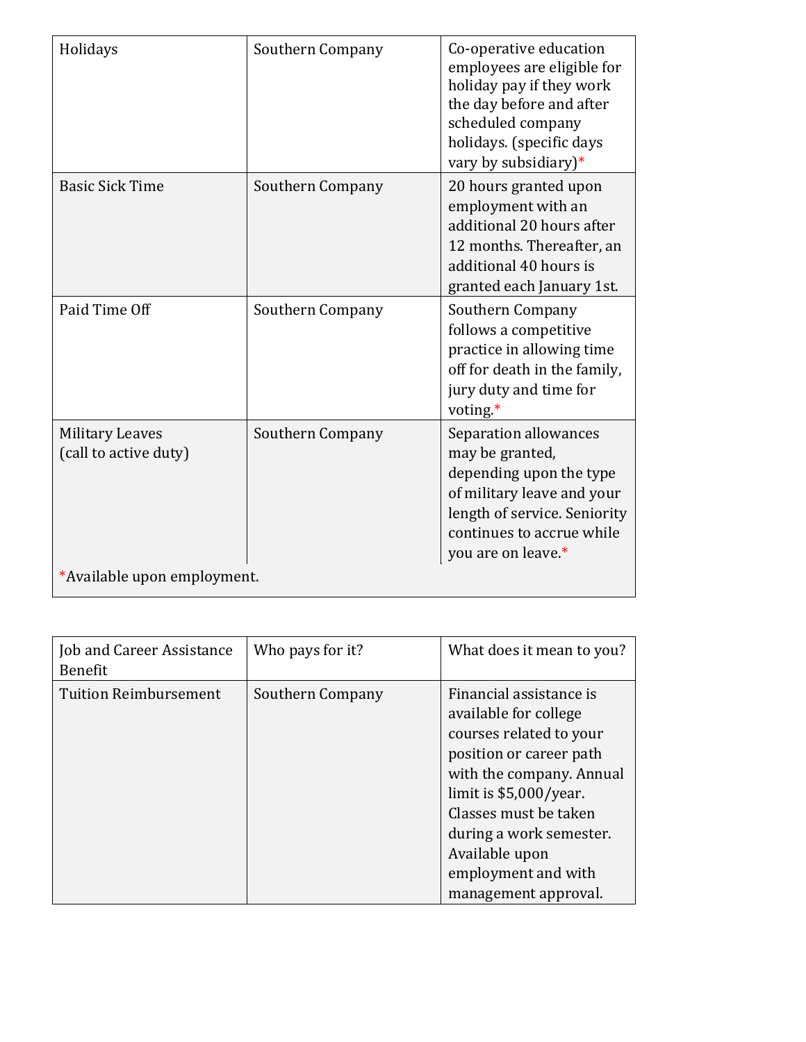| | | |
|---|---|---|
| Holidays | Southern Company | Co-operative education employees are eligible for holiday pay if they work the day before and after scheduled company holidays. (specific days vary by subsidiary)* |
| Basic Sick Time | Southern Company | 20 hours granted upon employment with an additional 20 hours after 12 months. Thereafter, an additional 40 hours is granted each January 1st. |
| Paid Time Off | Southern Company | Southern Company follows a competitive practice in allowing time off for death in the family, jury duty and time for voting.* |
| Military Leaves (call to active duty) | Southern Company | Separation allowances may be granted, depending upon the type of military leave and your length of service. Seniority continues to accrue while you are on leave.* |

*Available upon employment.

| Job and Career Assistance Benefit | Who pays for it? | What does it mean to you? |
|---|---|---|
| Tuition Reimbursement | Southern Company | Financial assistance is available for college courses related to your position or career path with the company. Annual limit is $5,000/year. Classes must be taken during a work semester. Available upon employment and with management approval. |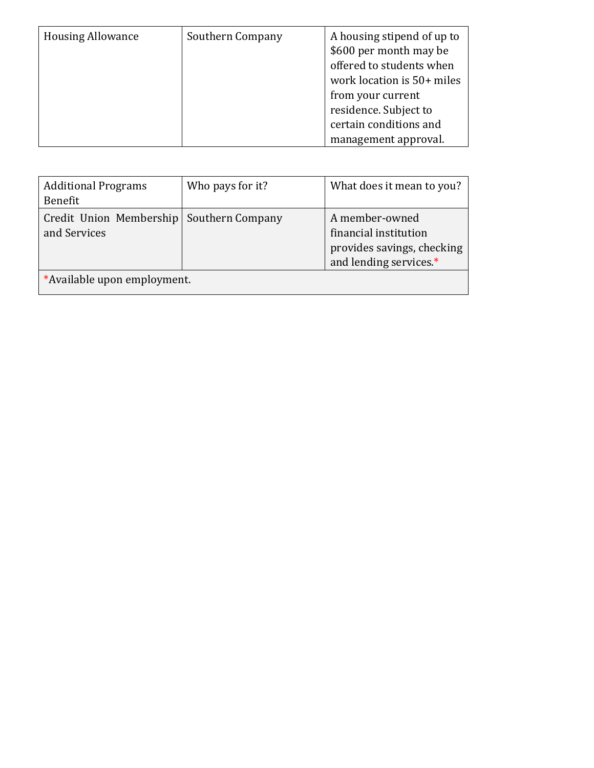| | | |
|---|---|---|
| Housing Allowance | Southern Company | A housing stipend of up to $600 per month may be offered to students when work location is 50+ miles from your current residence. Subject to certain conditions and management approval. |

| Additional Programs Benefit | Who pays for it? | What does it mean to you? |
|---|---|---|
| Credit Union Membership and Services | Southern Company | A member-owned financial institution provides savings, checking and lending services.* |
| *Available upon employment. | | |